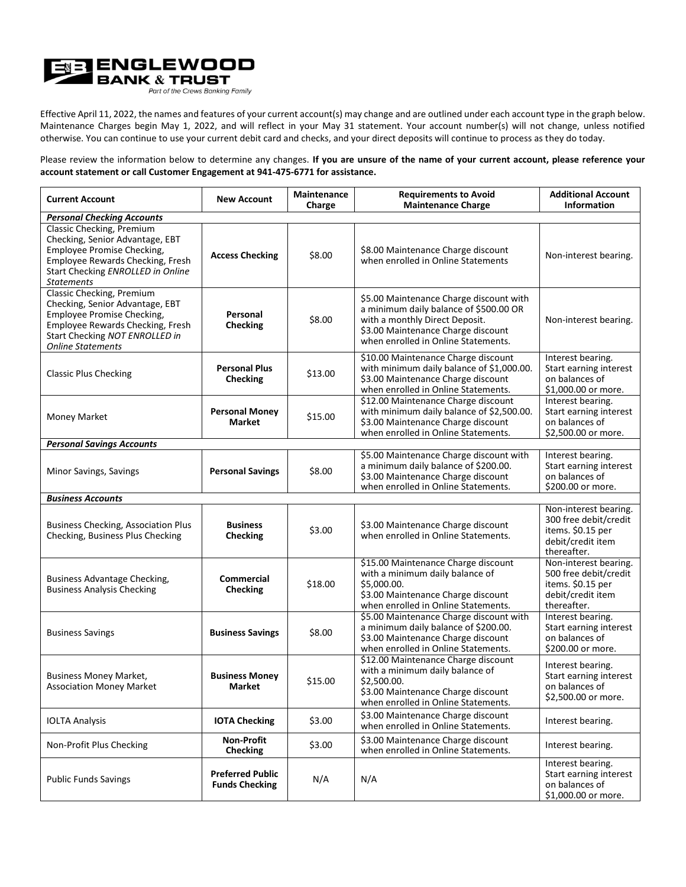**ENGLEWOOD BANK & TRUST**
*Part of the Crews Banking Family*

Effective April 11, 2022, the names and features of your current account(s) may change and are outlined under each account type in the graph below. Maintenance Charges begin May 1, 2022, and will reflect in your May 31 statement. Your account number(s) will not change, unless notified otherwise. You can continue to use your current debit card and checks, and your direct deposits will continue to process as they do today.

Please review the information below to determine any changes. **If you are unsure of the name of your current account, please reference your account statement or call Customer Engagement at 941-475-6771 for assistance.**

| Current Account | New Account | Maintenance Charge | Requirements to Avoid Maintenance Charge | Additional Account Information |
|---|---|---|---|---|
| ***Personal Checking Accounts*** | | | | |
| Classic Checking, Premium Checking, Senior Advantage, EBT Employee Promise Checking, Employee Rewards Checking, Fresh Start Checking *ENROLLED in Online Statements* | **Access Checking** | $8.00 | $8.00 Maintenance Charge discount when enrolled in Online Statements | Non-interest bearing. |
| Classic Checking, Premium Checking, Senior Advantage, EBT Employee Promise Checking, Employee Rewards Checking, Fresh Start Checking *NOT ENROLLED in Online Statements* | **Personal Checking** | $8.00 | $5.00 Maintenance Charge discount with a minimum daily balance of $500.00 OR with a monthly Direct Deposit. $3.00 Maintenance Charge discount when enrolled in Online Statements. | Non-interest bearing. |
| Classic Plus Checking | **Personal Plus Checking** | $13.00 | $10.00 Maintenance Charge discount with minimum daily balance of $1,000.00. $3.00 Maintenance Charge discount when enrolled in Online Statements. | Interest bearing. Start earning interest on balances of $1,000.00 or more. |
| Money Market | **Personal Money Market** | $15.00 | $12.00 Maintenance Charge discount with minimum daily balance of $2,500.00. $3.00 Maintenance Charge discount when enrolled in Online Statements. | Interest bearing. Start earning interest on balances of $2,500.00 or more. |
| ***Personal Savings Accounts*** | | | | |
| Minor Savings, Savings | **Personal Savings** | $8.00 | $5.00 Maintenance Charge discount with a minimum daily balance of $200.00. $3.00 Maintenance Charge discount when enrolled in Online Statements. | Interest bearing. Start earning interest on balances of $200.00 or more. |
| ***Business Accounts*** | | | | |
| Business Checking, Association Plus Checking, Business Plus Checking | **Business Checking** | $3.00 | $3.00 Maintenance Charge discount when enrolled in Online Statements. | Non-interest bearing. 300 free debit/credit items. $0.15 per debit/credit item thereafter. |
| Business Advantage Checking, Business Analysis Checking | **Commercial Checking** | $18.00 | $15.00 Maintenance Charge discount with a minimum daily balance of $5,000.00. $3.00 Maintenance Charge discount when enrolled in Online Statements. | Non-interest bearing. 500 free debit/credit items. $0.15 per debit/credit item thereafter. |
| Business Savings | **Business Savings** | $8.00 | $5.00 Maintenance Charge discount with a minimum daily balance of $200.00. $3.00 Maintenance Charge discount when enrolled in Online Statements. | Interest bearing. Start earning interest on balances of $200.00 or more. |
| Business Money Market, Association Money Market | **Business Money Market** | $15.00 | $12.00 Maintenance Charge discount with a minimum daily balance of $2,500.00. $3.00 Maintenance Charge discount when enrolled in Online Statements. | Interest bearing. Start earning interest on balances of $2,500.00 or more. |
| IOLTA Analysis | **IOTA Checking** | $3.00 | $3.00 Maintenance Charge discount when enrolled in Online Statements. | Interest bearing. |
| Non-Profit Plus Checking | **Non-Profit Checking** | $3.00 | $3.00 Maintenance Charge discount when enrolled in Online Statements. | Interest bearing. |
| Public Funds Savings | **Preferred Public Funds Checking** | N/A | N/A | Interest bearing. Start earning interest on balances of $1,000.00 or more. |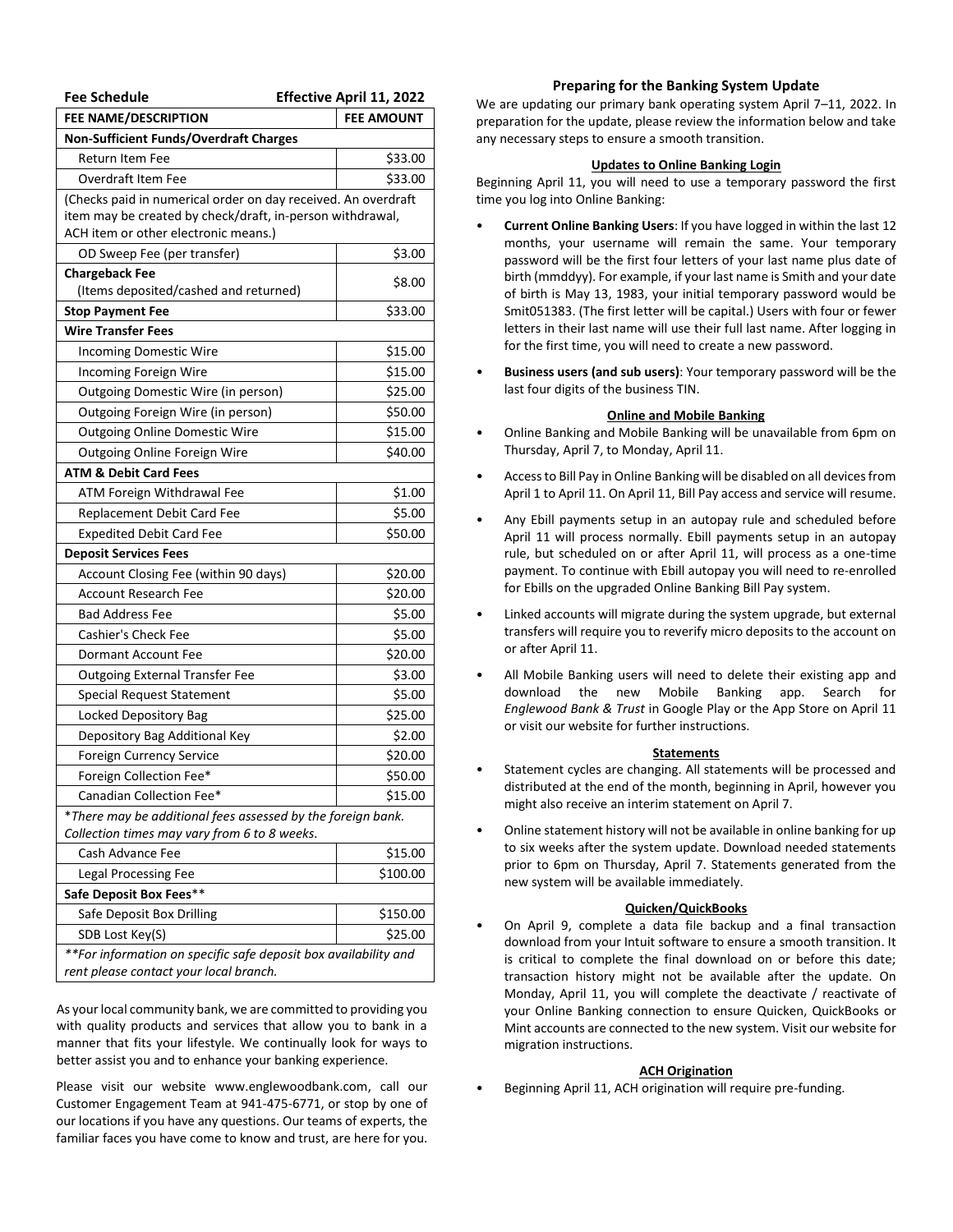| Fee Schedule | Effective April 11, 2022 |
|---|---|
| **FEE NAME/DESCRIPTION** | **FEE AMOUNT** |
| **Non-Sufficient Funds/Overdraft Charges** | |
| Return Item Fee | $33.00 |
| Overdraft Item Fee | $33.00 |
| (Checks paid in numerical order on day received. An overdraft item may be created by check/draft, in-person withdrawal, ACH item or other electronic means.) | |
| OD Sweep Fee (per transfer) | $3.00 |
| **Chargeback Fee** (Items deposited/cashed and returned) | $8.00 |
| **Stop Payment Fee** | $33.00 |
| **Wire Transfer Fees** | |
| Incoming Domestic Wire | $15.00 |
| Incoming Foreign Wire | $15.00 |
| Outgoing Domestic Wire (in person) | $25.00 |
| Outgoing Foreign Wire (in person) | $50.00 |
| Outgoing Online Domestic Wire | $15.00 |
| Outgoing Online Foreign Wire | $40.00 |
| **ATM & Debit Card Fees** | |
| ATM Foreign Withdrawal Fee | $1.00 |
| Replacement Debit Card Fee | $5.00 |
| Expedited Debit Card Fee | $50.00 |
| **Deposit Services Fees** | |
| Account Closing Fee (within 90 days) | $20.00 |
| Account Research Fee | $20.00 |
| Bad Address Fee | $5.00 |
| Cashier's Check Fee | $5.00 |
| Dormant Account Fee | $20.00 |
| Outgoing External Transfer Fee | $3.00 |
| Special Request Statement | $5.00 |
| Locked Depository Bag | $25.00 |
| Depository Bag Additional Key | $2.00 |
| Foreign Currency Service | $20.00 |
| Foreign Collection Fee* | $50.00 |
| Canadian Collection Fee* | $15.00 |
| **There may be additional fees assessed by the foreign bank. Collection times may vary from 6 to 8 weeks.* | |
| Cash Advance Fee | $15.00 |
| Legal Processing Fee | $100.00 |
| **Safe Deposit Box Fees**** | |
| Safe Deposit Box Drilling | $150.00 |
| SDB Lost Key(S) | $25.00 |
| ***For information on specific safe deposit box availability and rent please contact your local branch.* | |

As your local community bank, we are committed to providing you with quality products and services that allow you to bank in a manner that fits your lifestyle. We continually look for ways to better assist you and to enhance your banking experience.

Please visit our website www.englewoodbank.com, call our Customer Engagement Team at 941-475-6771, or stop by one of our locations if you have any questions. Our teams of experts, the familiar faces you have come to know and trust, are here for you.

## Preparing for the Banking System Update

We are updating our primary bank operating system April 7–11, 2022. In preparation for the update, please review the information below and take any necessary steps to ensure a smooth transition.

### Updates to Online Banking Login

Beginning April 11, you will need to use a temporary password the first time you log into Online Banking:

- **Current Online Banking Users**: If you have logged in within the last 12 months, your username will remain the same. Your temporary password will be the first four letters of your last name plus date of birth (mmddyy). For example, if your last name is Smith and your date of birth is May 13, 1983, your initial temporary password would be Smit051383. (The first letter will be capital.) Users with four or fewer letters in their last name will use their full last name. After logging in for the first time, you will need to create a new password.
- **Business users (and sub users)**: Your temporary password will be the last four digits of the business TIN.

### Online and Mobile Banking

- Online Banking and Mobile Banking will be unavailable from 6pm on Thursday, April 7, to Monday, April 11.
- Access to Bill Pay in Online Banking will be disabled on all devices from April 1 to April 11. On April 11, Bill Pay access and service will resume.
- Any Ebill payments setup in an autopay rule and scheduled before April 11 will process normally. Ebill payments setup in an autopay rule, but scheduled on or after April 11, will process as a one-time payment. To continue with Ebill autopay you will need to re-enrolled for Ebills on the upgraded Online Banking Bill Pay system.
- Linked accounts will migrate during the system upgrade, but external transfers will require you to reverify micro deposits to the account on or after April 11.
- All Mobile Banking users will need to delete their existing app and download the new Mobile Banking app. Search for *Englewood Bank & Trust* in Google Play or the App Store on April 11 or visit our website for further instructions.

### Statements

- Statement cycles are changing. All statements will be processed and distributed at the end of the month, beginning in April, however you might also receive an interim statement on April 7.
- Online statement history will not be available in online banking for up to six weeks after the system update. Download needed statements prior to 6pm on Thursday, April 7. Statements generated from the new system will be available immediately.

### Quicken/QuickBooks

- On April 9, complete a data file backup and a final transaction download from your Intuit software to ensure a smooth transition. It is critical to complete the final download on or before this date; transaction history might not be available after the update. On Monday, April 11, you will complete the deactivate / reactivate of your Online Banking connection to ensure Quicken, QuickBooks or Mint accounts are connected to the new system. Visit our website for migration instructions.

### ACH Origination

- Beginning April 11, ACH origination will require pre-funding.